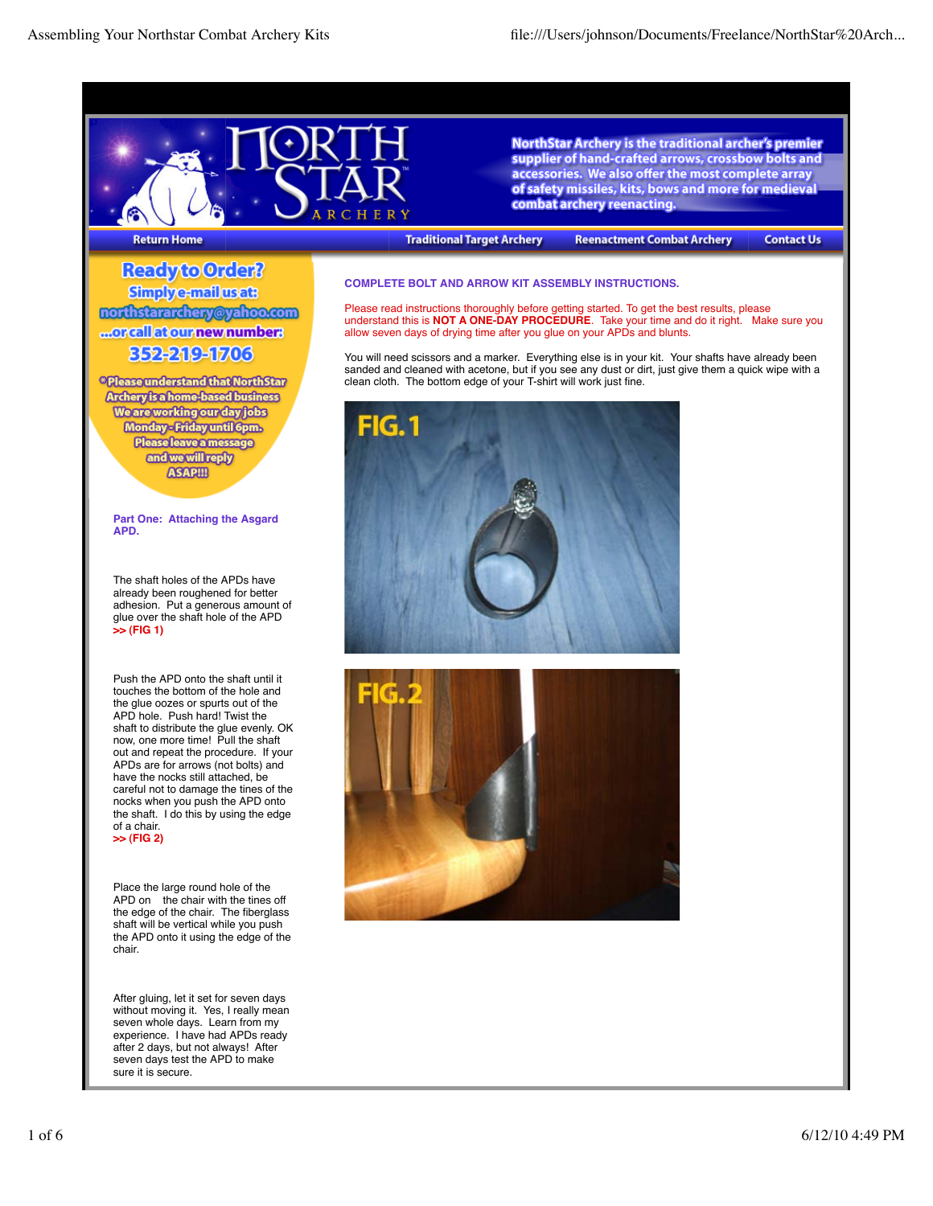NorthStar Archery is the traditional archer's premier supplier of hand-crafted arrows, crossbow bolts and accessories. We also offer the most complete array of safety missiles, kits, bows and more for medieval combat archery reenacting.

Return Home | Traditional Target Archery | Reenactment Combat Archery | Contact Us

**Ready to Order?**

**Simply e-mail us at:**

**northstararchery@yahoo.com**

**...or call at our new number:**

**352-219-1706**

*Please understand that NorthStar Archery is a home-based business. We are working our day jobs Monday - Friday until 6pm. Please leave a message and we will reply ASAP!!!

## COMPLETE BOLT AND ARROW KIT ASSEMBLY INSTRUCTIONS.

Please read instructions thoroughly before getting started. To get the best results, please understand this is **NOT A ONE-DAY PROCEDURE**. Take your time and do it right. Make sure you allow seven days of drying time after you glue on your APDs and blunts.

You will need scissors and a marker. Everything else is in your kit. Your shafts have already been sanded and cleaned with acetone, but if you see any dust or dirt, just give them a quick wipe with a clean cloth. The bottom edge of your T-shirt will work just fine.

### Part One: Attaching the Asgard APD.

The shaft holes of the APDs have already been roughened for better adhesion. Put a generous amount of glue over the shaft hole of the APD **>> (FIG 1)**

Push the APD onto the shaft until it touches the bottom of the hole and the glue oozes or spurts out of the APD hole. Push hard! Twist the shaft to distribute the glue evenly. OK now, one more time! Pull the shaft out and repeat the procedure. If your APDs are for arrows (not bolts) and have the nocks still attached, be careful not to damage the tines of the nocks when you push the APD onto the shaft. I do this by using the edge of a chair. **>> (FIG 2)**

Place the large round hole of the APD on the chair with the tines off the edge of the chair. The fiberglass shaft will be vertical while you push the APD onto it using the edge of the chair.

After gluing, let it set for seven days without moving it. Yes, I really mean seven whole days. Learn from my experience. I have had APDs ready after 2 days, but not always! After seven days test the APD to make sure it is secure.

FIG. 1

FIG. 2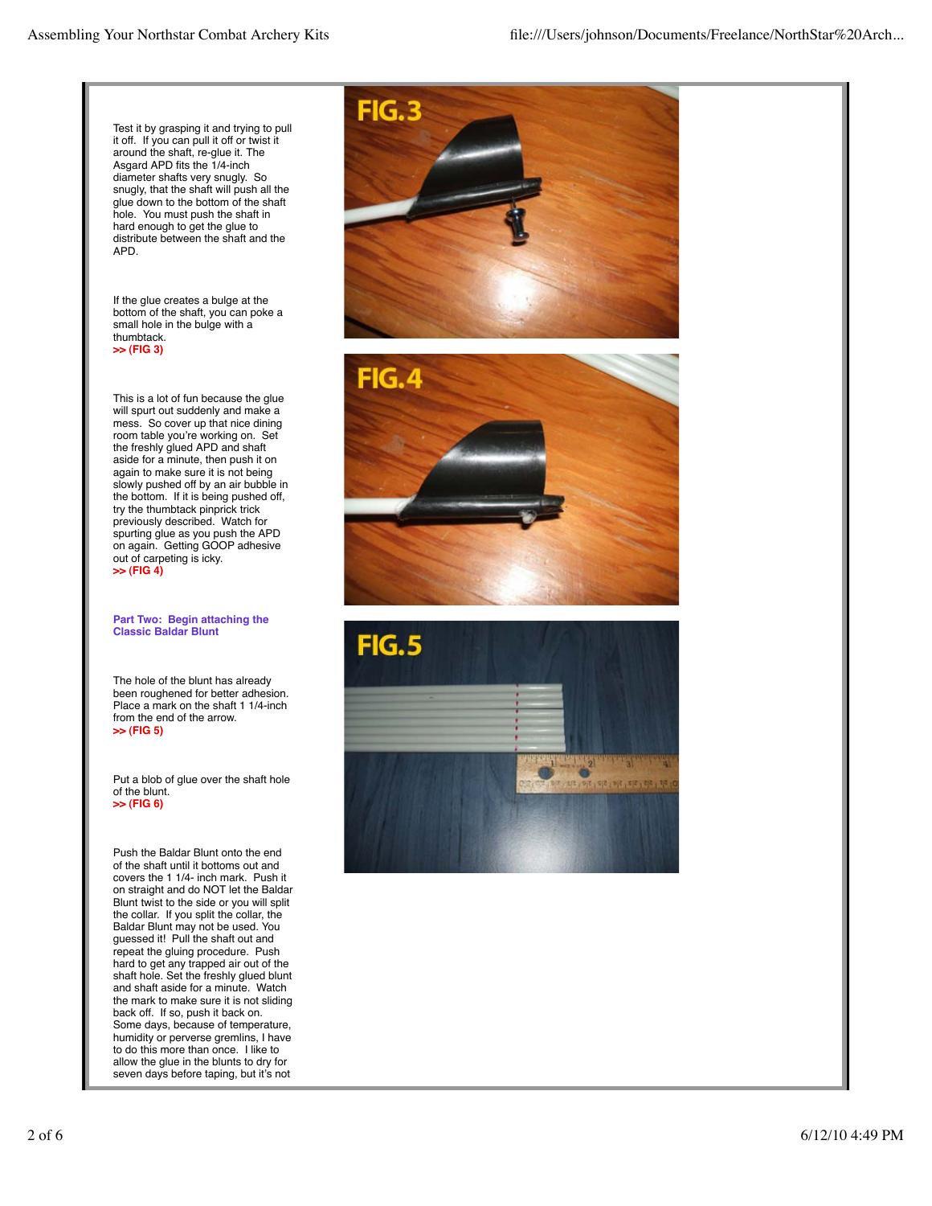Test it by grasping it and trying to pull it off. If you can pull it off or twist it around the shaft, re-glue it. The Asgard APD fits the 1/4-inch diameter shafts very snugly. So snugly, that the shaft will push all the glue down to the bottom of the shaft hole. You must push the shaft in hard enough to get the glue to distribute between the shaft and the APD.

If the glue creates a bulge at the bottom of the shaft, you can poke a small hole in the bulge with a thumbtack.
**>> (FIG 3)**

This is a lot of fun because the glue will spurt out suddenly and make a mess. So cover up that nice dining room table you're working on. Set the freshly glued APD and shaft aside for a minute, then push it on again to make sure it is not being slowly pushed off by an air bubble in the bottom. If it is being pushed off, try the thumbtack pinprick trick previously described. Watch for spurting glue as you push the APD on again. Getting GOOP adhesive out of carpeting is icky.
**>> (FIG 4)**

### Part Two: Begin attaching the Classic Baldar Blunt

The hole of the blunt has already been roughened for better adhesion. Place a mark on the shaft 1 1/4-inch from the end of the arrow.
**>> (FIG 5)**

Put a blob of glue over the shaft hole of the blunt.
**>> (FIG 6)**

Push the Baldar Blunt onto the end of the shaft until it bottoms out and covers the 1 1/4- inch mark. Push it on straight and do NOT let the Baldar Blunt twist to the side or you will split the collar. If you split the collar, the Baldar Blunt may not be used. You guessed it! Pull the shaft out and repeat the gluing procedure. Push hard to get any trapped air out of the shaft hole. Set the freshly glued blunt and shaft aside for a minute. Watch the mark to make sure it is not sliding back off. If so, push it back on. Some days, because of temperature, humidity or perverse gremlins, I have to do this more than once. I like to allow the glue in the blunts to dry for seven days before taping, but it's not

FIG.3

FIG.4

FIG.5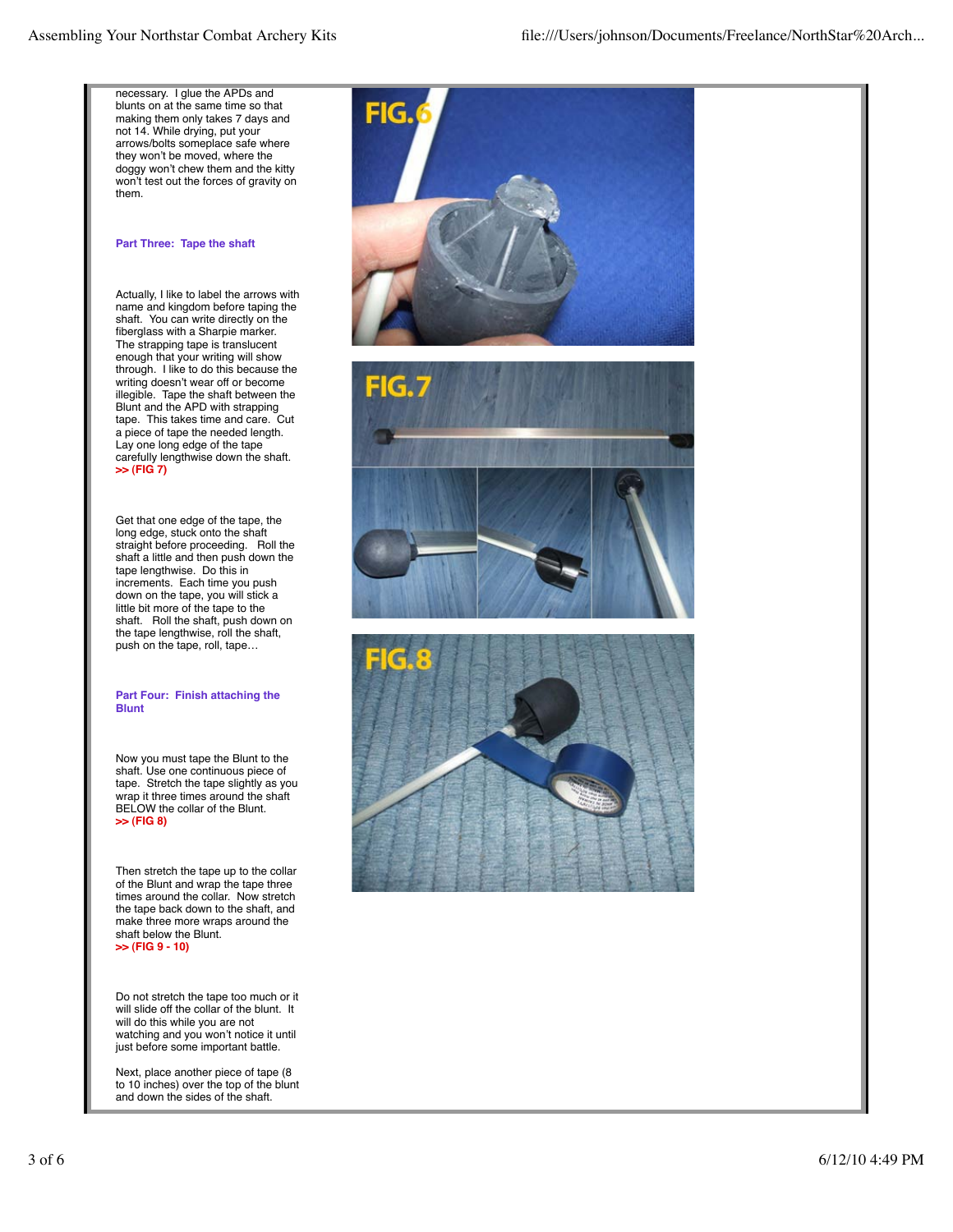necessary. I glue the APDs and blunts on at the same time so that making them only takes 7 days and not 14. While drying, put your arrows/bolts someplace safe where they won't be moved, where the doggy won't chew them and the kitty won't test out the forces of gravity on them.

### Part Three: Tape the shaft

Actually, I like to label the arrows with name and kingdom before taping the shaft. You can write directly on the fiberglass with a Sharpie marker. The strapping tape is translucent enough that your writing will show through. I like to do this because the writing doesn't wear off or become illegible. Tape the shaft between the Blunt and the APD with strapping tape. This takes time and care. Cut a piece of tape the needed length. Lay one long edge of the tape carefully lengthwise down the shaft. **>> (FIG 7)**

Get that one edge of the tape, the long edge, stuck onto the shaft straight before proceeding. Roll the shaft a little and then push down the tape lengthwise. Do this in increments. Each time you push down on the tape, you will stick a little bit more of the tape to the shaft. Roll the shaft, push down on the tape lengthwise, roll the shaft, push on the tape, roll, tape…

### Part Four: Finish attaching the Blunt

Now you must tape the Blunt to the shaft. Use one continuous piece of tape. Stretch the tape slightly as you wrap it three times around the shaft BELOW the collar of the Blunt. **>> (FIG 8)**

Then stretch the tape up to the collar of the Blunt and wrap the tape three times around the collar. Now stretch the tape back down to the shaft, and make three more wraps around the shaft below the Blunt. **>> (FIG 9 - 10)**

Do not stretch the tape too much or it will slide off the collar of the blunt. It will do this while you are not watching and you won't notice it until just before some important battle.

Next, place another piece of tape (8 to 10 inches) over the top of the blunt and down the sides of the shaft.

FIG.6

FIG.7

FIG.8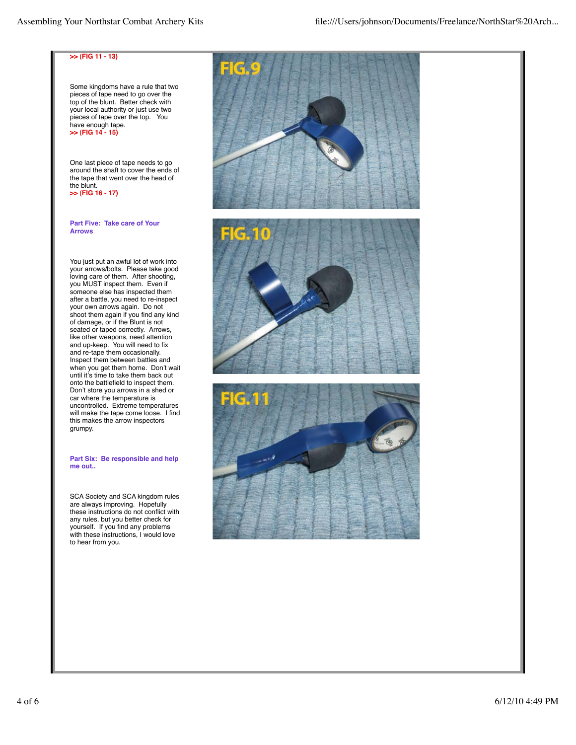**>> (FIG 11 - 13)**

Some kingdoms have a rule that two pieces of tape need to go over the top of the blunt. Better check with your local authority or just use two pieces of tape over the top. You have enough tape.
**>> (FIG 14 - 15)**

One last piece of tape needs to go around the shaft to cover the ends of the tape that went over the head of the blunt.
**>> (FIG 16 - 17)**

### Part Five: Take care of Your Arrows

You just put an awful lot of work into your arrows/bolts. Please take good loving care of them. After shooting, you MUST inspect them. Even if someone else has inspected them after a battle, you need to re-inspect your own arrows again. Do not shoot them again if you find any kind of damage, or if the Blunt is not seated or taped correctly. Arrows, like other weapons, need attention and up-keep. You will need to fix and re-tape them occasionally. Inspect them between battles and when you get them home. Don't wait until it's time to take them back out onto the battlefield to inspect them. Don't store you arrows in a shed or car where the temperature is uncontrolled. Extreme temperatures will make the tape come loose. I find this makes the arrow inspectors grumpy.

### Part Six: Be responsible and help me out..

SCA Society and SCA kingdom rules are always improving. Hopefully these instructions do not conflict with any rules, but you better check for yourself. If you find any problems with these instructions, I would love to hear from you.

FIG.9

FIG.10

FIG.11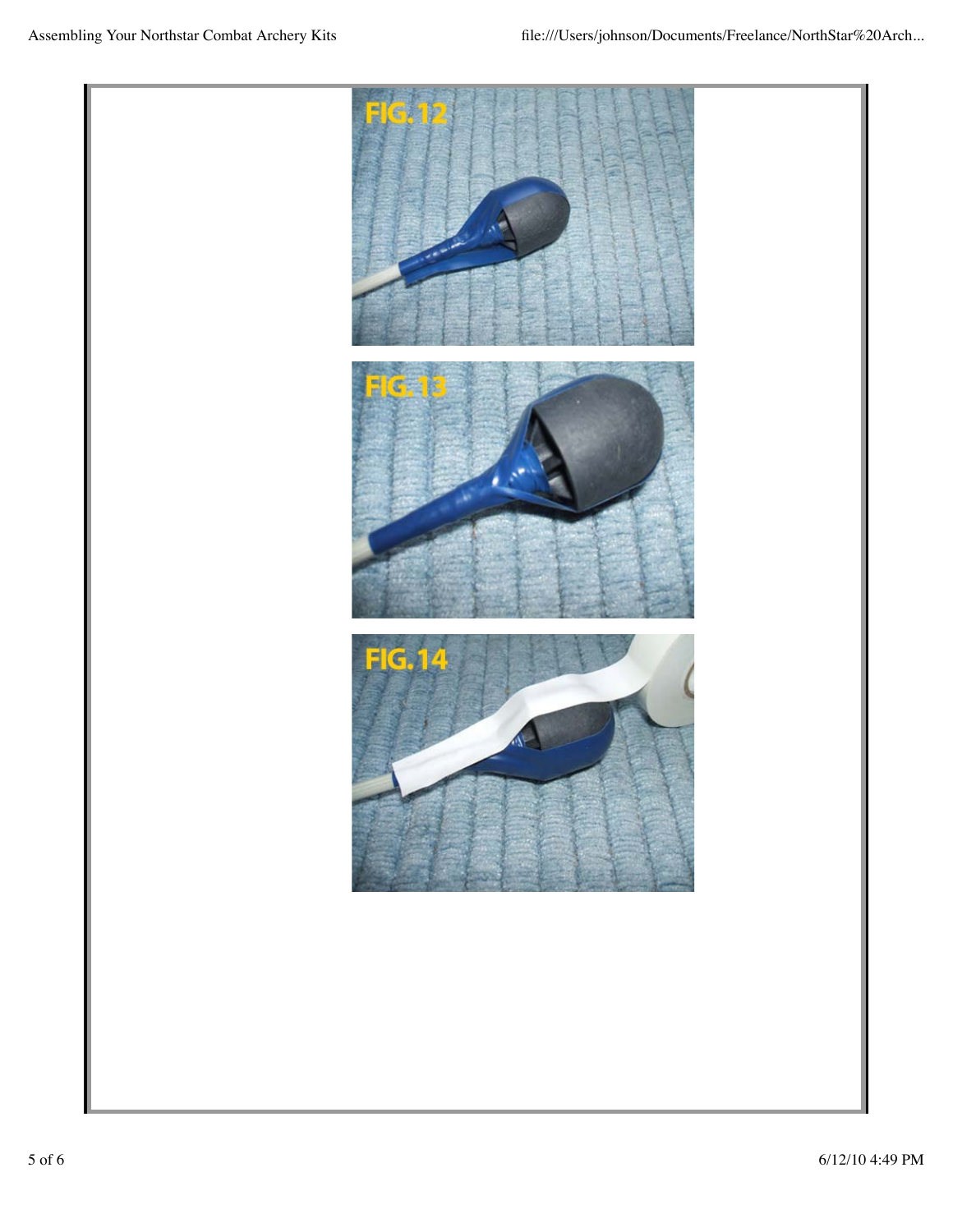FIG. 12

FIG. 13

FIG. 14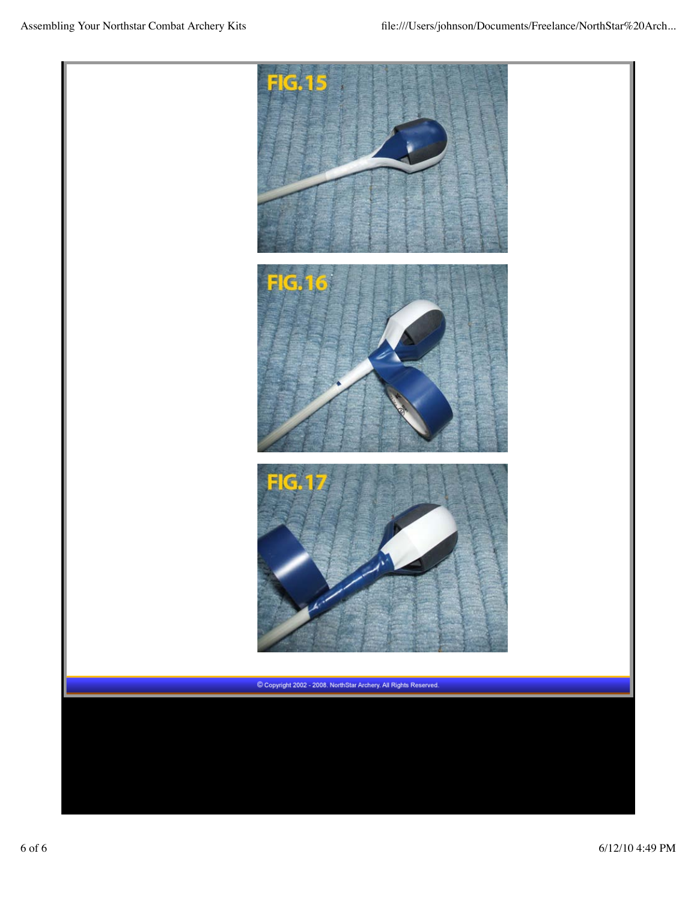FIG. 15

FIG. 16

FIG. 17

© Copyright 2002 - 2008. NorthStar Archery. All Rights Reserved.